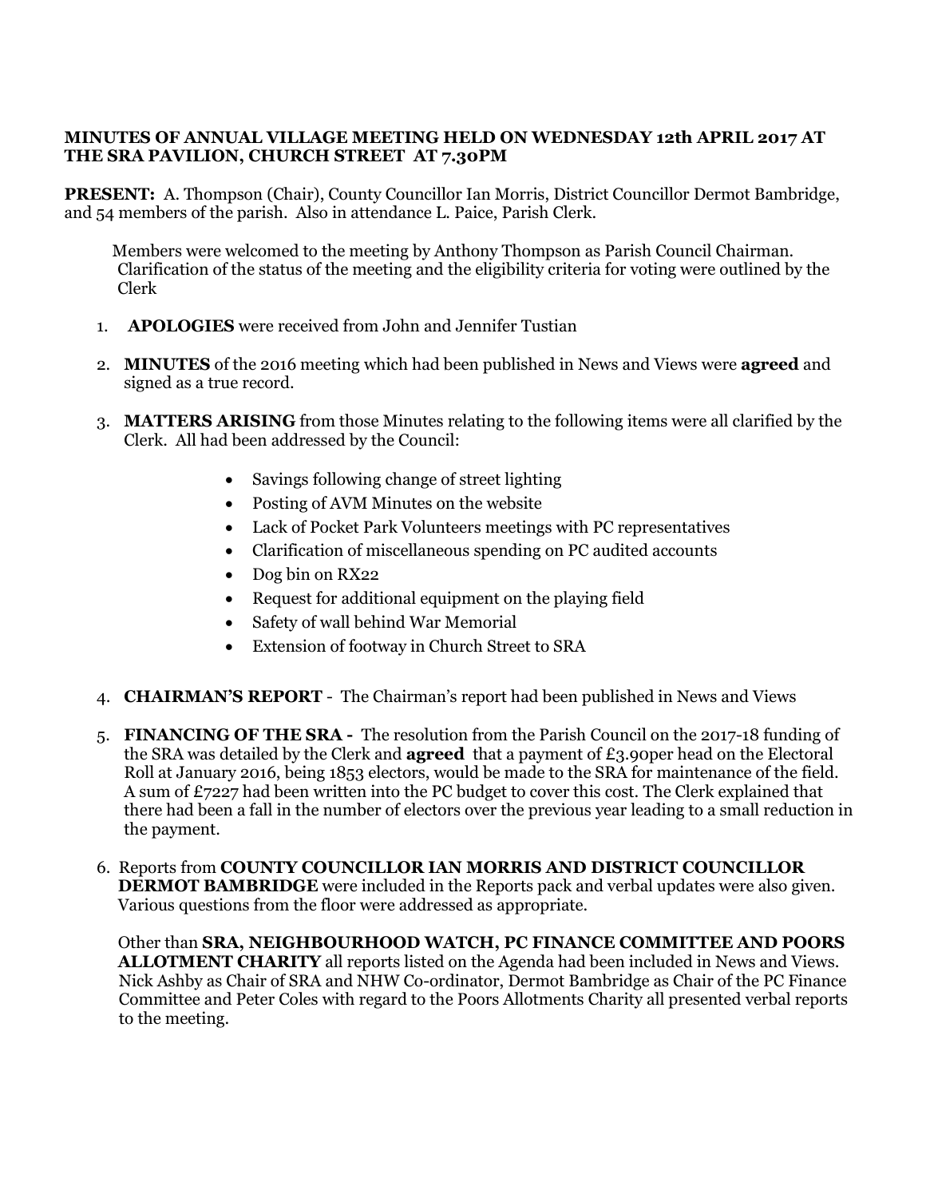**MINUTES OF ANNUAL VILLAGE MEETING HELD ON WEDNESDAY 12th APRIL 2017 AT THE SRA PAVILION, CHURCH STREET AT 7.30PM**

**PRESENT:** A. Thompson (Chair), County Councillor Ian Morris, District Councillor Dermot Bambridge, and 54 members of the parish. Also in attendance L. Paice, Parish Clerk.

Members were welcomed to the meeting by Anthony Thompson as Parish Council Chairman. Clarification of the status of the meeting and the eligibility criteria for voting were outlined by the Clerk

1. **APOLOGIES** were received from John and Jennifer Tustian
2. **MINUTES** of the 2016 meeting which had been published in News and Views were **agreed** and signed as a true record.
3. **MATTERS ARISING** from those Minutes relating to the following items were all clarified by the Clerk. All had been addressed by the Council:
   - Savings following change of street lighting
   - Posting of AVM Minutes on the website
   - Lack of Pocket Park Volunteers meetings with PC representatives
   - Clarification of miscellaneous spending on PC audited accounts
   - Dog bin on RX22
   - Request for additional equipment on the playing field
   - Safety of wall behind War Memorial
   - Extension of footway in Church Street to SRA
4. **CHAIRMAN'S REPORT** - The Chairman's report had been published in News and Views
5. **FINANCING OF THE SRA -** The resolution from the Parish Council on the 2017-18 funding of the SRA was detailed by the Clerk and **agreed** that a payment of £3.90per head on the Electoral Roll at January 2016, being 1853 electors, would be made to the SRA for maintenance of the field. A sum of £7227 had been written into the PC budget to cover this cost. The Clerk explained that there had been a fall in the number of electors over the previous year leading to a small reduction in the payment.
6. Reports from **COUNTY COUNCILLOR IAN MORRIS AND DISTRICT COUNCILLOR DERMOT BAMBRIDGE** were included in the Reports pack and verbal updates were also given. Various questions from the floor were addressed as appropriate.

   Other than **SRA, NEIGHBOURHOOD WATCH, PC FINANCE COMMITTEE AND POORS ALLOTMENT CHARITY** all reports listed on the Agenda had been included in News and Views. Nick Ashby as Chair of SRA and NHW Co-ordinator, Dermot Bambridge as Chair of the PC Finance Committee and Peter Coles with regard to the Poors Allotments Charity all presented verbal reports to the meeting.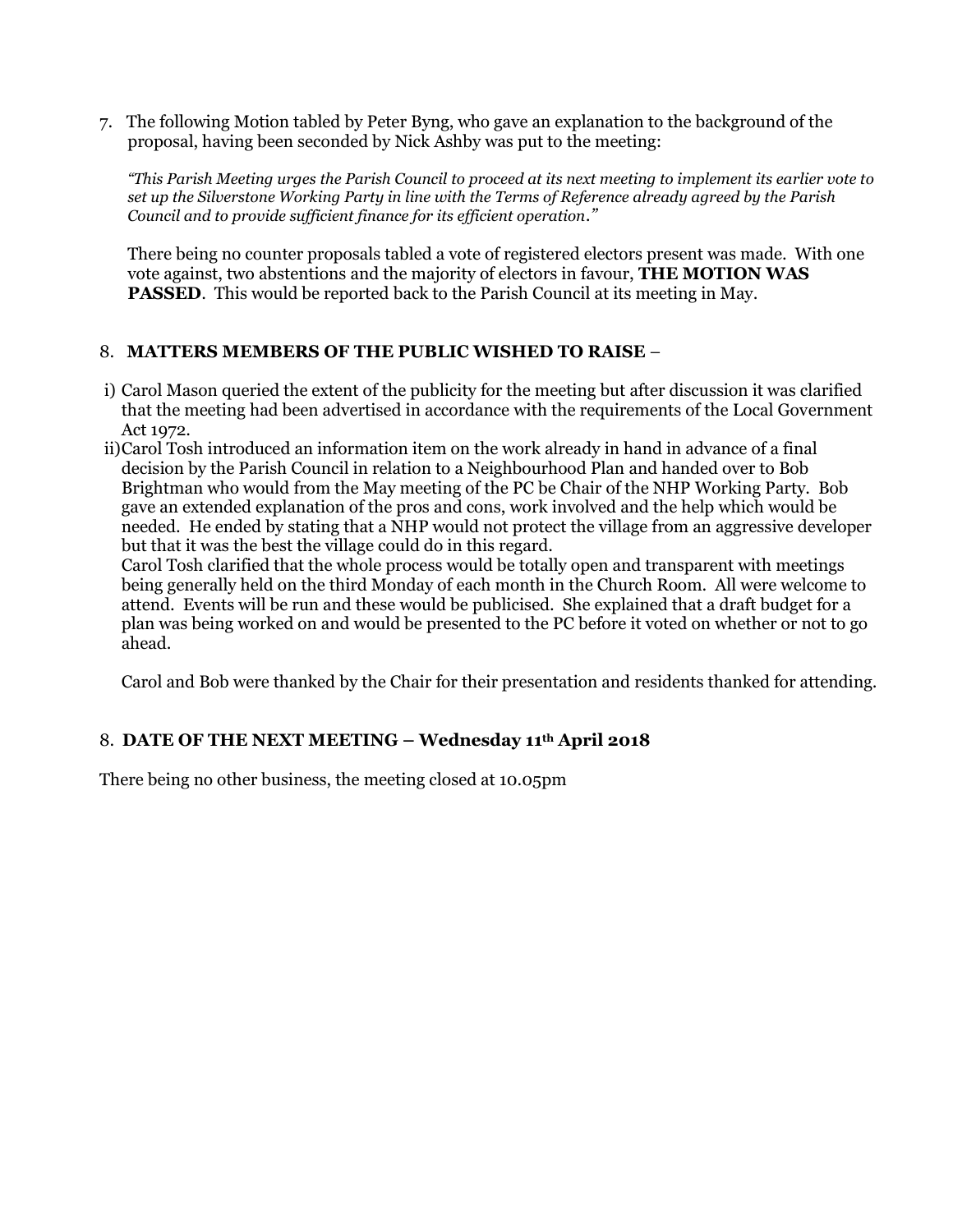7. The following Motion tabled by Peter Byng, who gave an explanation to the background of the proposal, having been seconded by Nick Ashby was put to the meeting:

   *"This Parish Meeting urges the Parish Council to proceed at its next meeting to implement its earlier vote to set up the Silverstone Working Party in line with the Terms of Reference already agreed by the Parish Council and to provide sufficient finance for its efficient operation."*

   There being no counter proposals tabled a vote of registered electors present was made. With one vote against, two abstentions and the majority of electors in favour, **THE MOTION WAS PASSED**. This would be reported back to the Parish Council at its meeting in May.

8. **MATTERS MEMBERS OF THE PUBLIC WISHED TO RAISE** –

i) Carol Mason queried the extent of the publicity for the meeting but after discussion it was clarified that the meeting had been advertised in accordance with the requirements of the Local Government Act 1972.

ii) Carol Tosh introduced an information item on the work already in hand in advance of a final decision by the Parish Council in relation to a Neighbourhood Plan and handed over to Bob Brightman who would from the May meeting of the PC be Chair of the NHP Working Party. Bob gave an extended explanation of the pros and cons, work involved and the help which would be needed. He ended by stating that a NHP would not protect the village from an aggressive developer but that it was the best the village could do in this regard.
Carol Tosh clarified that the whole process would be totally open and transparent with meetings being generally held on the third Monday of each month in the Church Room. All were welcome to attend. Events will be run and these would be publicised. She explained that a draft budget for a plan was being worked on and would be presented to the PC before it voted on whether or not to go ahead.

Carol and Bob were thanked by the Chair for their presentation and residents thanked for attending.

8. **DATE OF THE NEXT MEETING – Wednesday 11th April 2018**

There being no other business, the meeting closed at 10.05pm